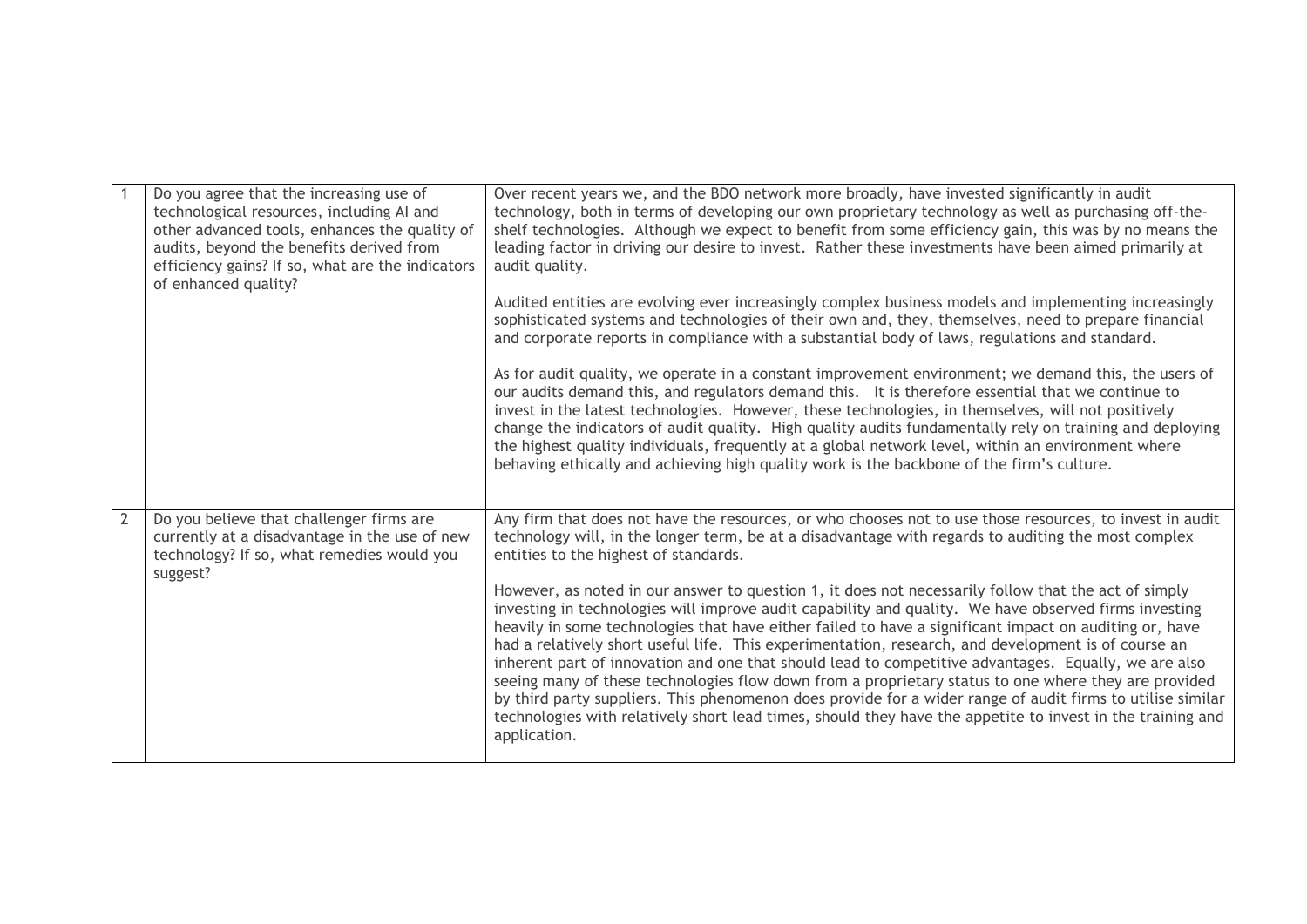| | | |
|---|---|---|
| 1 | Do you agree that the increasing use of technological resources, including AI and other advanced tools, enhances the quality of audits, beyond the benefits derived from efficiency gains? If so, what are the indicators of enhanced quality? | Over recent years we, and the BDO network more broadly, have invested significantly in audit technology, both in terms of developing our own proprietary technology as well as purchasing off-the-shelf technologies. Although we expect to benefit from some efficiency gain, this was by no means the leading factor in driving our desire to invest. Rather these investments have been aimed primarily at audit quality.<br><br>Audited entities are evolving ever increasingly complex business models and implementing increasingly sophisticated systems and technologies of their own and, they, themselves, need to prepare financial and corporate reports in compliance with a substantial body of laws, regulations and standard.<br><br>As for audit quality, we operate in a constant improvement environment; we demand this, the users of our audits demand this, and regulators demand this. It is therefore essential that we continue to invest in the latest technologies. However, these technologies, in themselves, will not positively change the indicators of audit quality. High quality audits fundamentally rely on training and deploying the highest quality individuals, frequently at a global network level, within an environment where behaving ethically and achieving high quality work is the backbone of the firm's culture. |
| 2 | Do you believe that challenger firms are currently at a disadvantage in the use of new technology? If so, what remedies would you suggest? | Any firm that does not have the resources, or who chooses not to use those resources, to invest in audit technology will, in the longer term, be at a disadvantage with regards to auditing the most complex entities to the highest of standards.<br><br>However, as noted in our answer to question 1, it does not necessarily follow that the act of simply investing in technologies will improve audit capability and quality. We have observed firms investing heavily in some technologies that have either failed to have a significant impact on auditing or, have had a relatively short useful life. This experimentation, research, and development is of course an inherent part of innovation and one that should lead to competitive advantages. Equally, we are also seeing many of these technologies flow down from a proprietary status to one where they are provided by third party suppliers. This phenomenon does provide for a wider range of audit firms to utilise similar technologies with relatively short lead times, should they have the appetite to invest in the training and application. |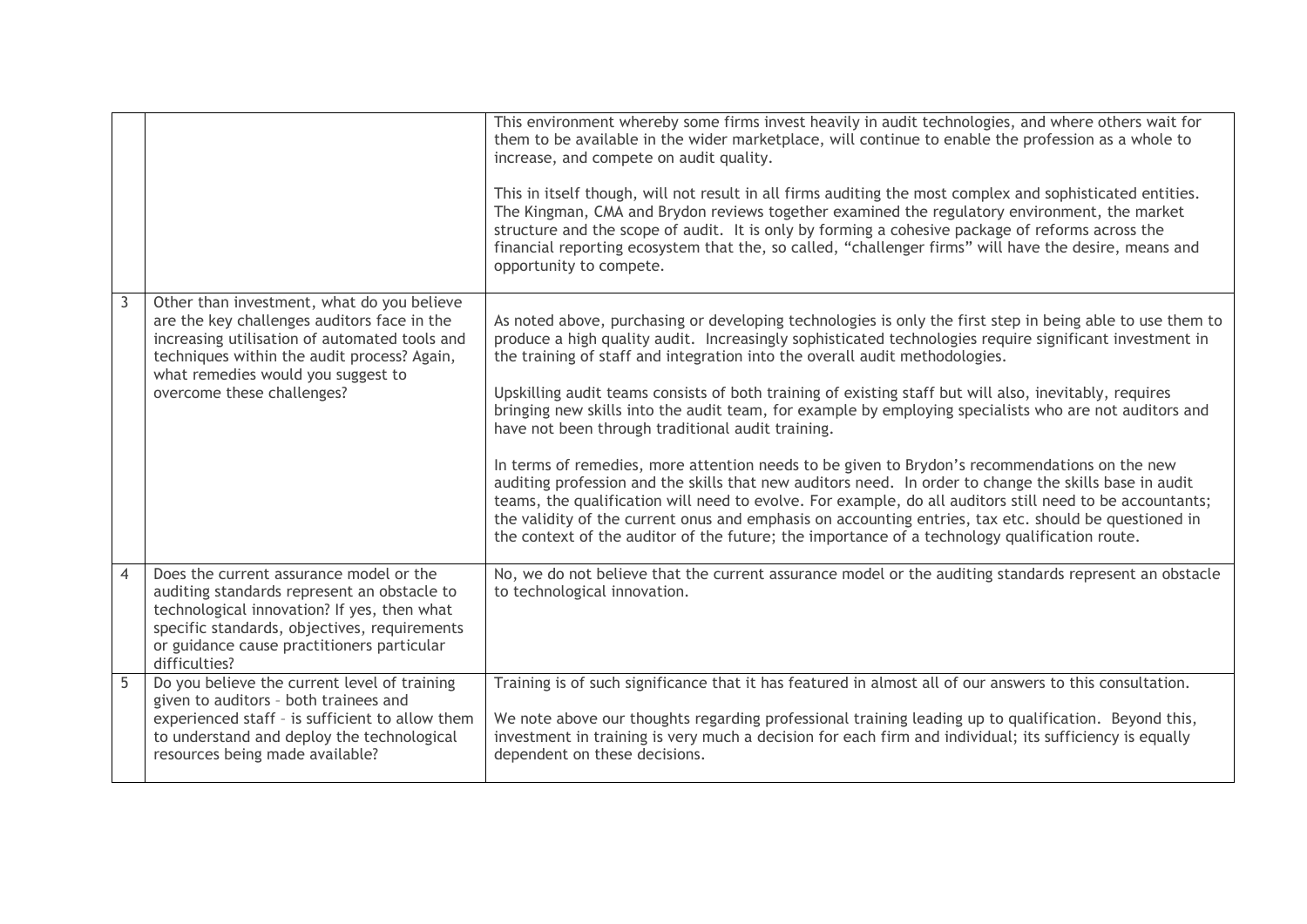| | | |
|---|---|---|
| | | This environment whereby some firms invest heavily in audit technologies, and where others wait for them to be available in the wider marketplace, will continue to enable the profession as a whole to increase, and compete on audit quality.<br><br>This in itself though, will not result in all firms auditing the most complex and sophisticated entities. The Kingman, CMA and Brydon reviews together examined the regulatory environment, the market structure and the scope of audit. It is only by forming a cohesive package of reforms across the financial reporting ecosystem that the, so called, "challenger firms" will have the desire, means and opportunity to compete. |
| 3 | Other than investment, what do you believe are the key challenges auditors face in the increasing utilisation of automated tools and techniques within the audit process? Again, what remedies would you suggest to overcome these challenges? | As noted above, purchasing or developing technologies is only the first step in being able to use them to produce a high quality audit. Increasingly sophisticated technologies require significant investment in the training of staff and integration into the overall audit methodologies.<br><br>Upskilling audit teams consists of both training of existing staff but will also, inevitably, requires bringing new skills into the audit team, for example by employing specialists who are not auditors and have not been through traditional audit training.<br><br>In terms of remedies, more attention needs to be given to Brydon's recommendations on the new auditing profession and the skills that new auditors need. In order to change the skills base in audit teams, the qualification will need to evolve. For example, do all auditors still need to be accountants; the validity of the current onus and emphasis on accounting entries, tax etc. should be questioned in the context of the auditor of the future; the importance of a technology qualification route. |
| 4 | Does the current assurance model or the auditing standards represent an obstacle to technological innovation? If yes, then what specific standards, objectives, requirements or guidance cause practitioners particular difficulties? | No, we do not believe that the current assurance model or the auditing standards represent an obstacle to technological innovation. |
| 5 | Do you believe the current level of training given to auditors – both trainees and experienced staff – is sufficient to allow them to understand and deploy the technological resources being made available? | Training is of such significance that it has featured in almost all of our answers to this consultation.<br><br>We note above our thoughts regarding professional training leading up to qualification. Beyond this, investment in training is very much a decision for each firm and individual; its sufficiency is equally dependent on these decisions. |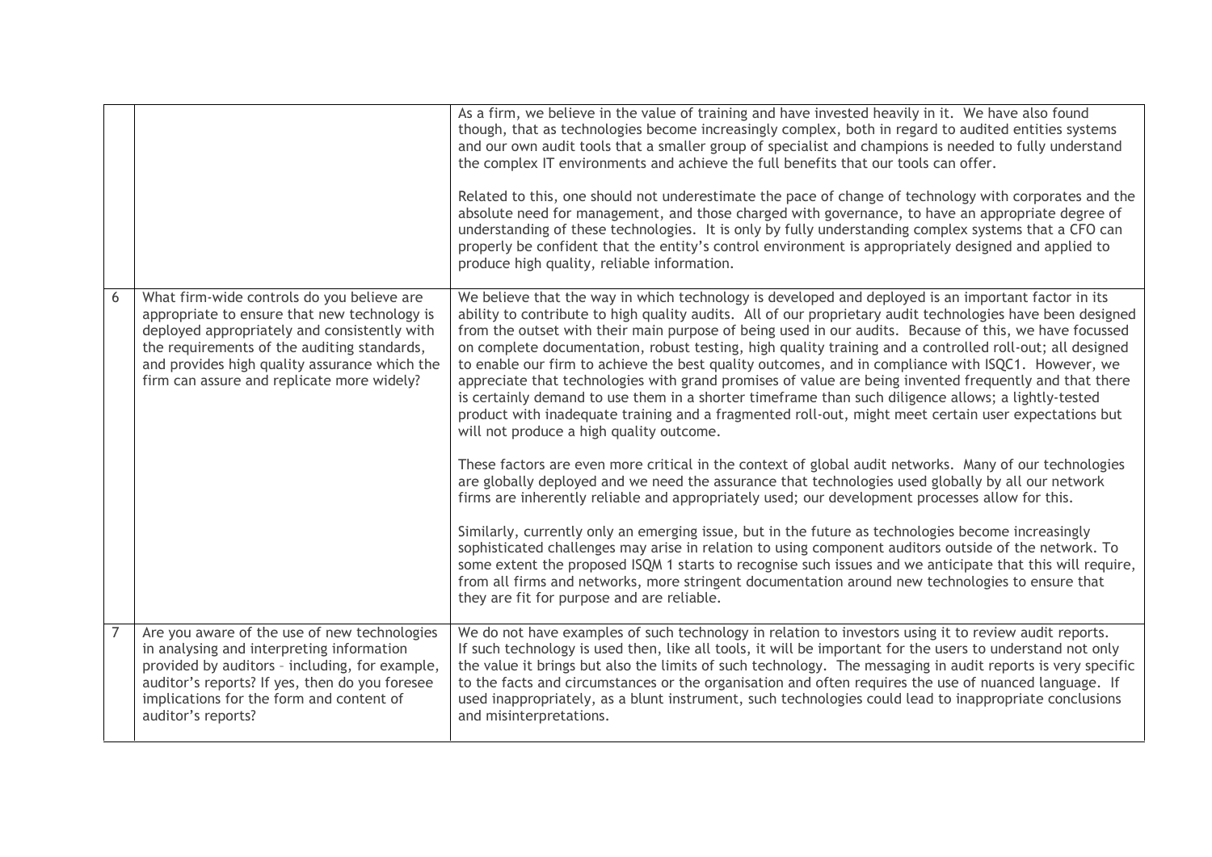| | | |
|---|---|---|
| | | As a firm, we believe in the value of training and have invested heavily in it. We have also found though, that as technologies become increasingly complex, both in regard to audited entities systems and our own audit tools that a smaller group of specialist and champions is needed to fully understand the complex IT environments and achieve the full benefits that our tools can offer.<br><br>Related to this, one should not underestimate the pace of change of technology with corporates and the absolute need for management, and those charged with governance, to have an appropriate degree of understanding of these technologies. It is only by fully understanding complex systems that a CFO can properly be confident that the entity's control environment is appropriately designed and applied to produce high quality, reliable information. |
| 6 | What firm-wide controls do you believe are appropriate to ensure that new technology is deployed appropriately and consistently with the requirements of the auditing standards, and provides high quality assurance which the firm can assure and replicate more widely? | We believe that the way in which technology is developed and deployed is an important factor in its ability to contribute to high quality audits. All of our proprietary audit technologies have been designed from the outset with their main purpose of being used in our audits. Because of this, we have focussed on complete documentation, robust testing, high quality training and a controlled roll-out; all designed to enable our firm to achieve the best quality outcomes, and in compliance with ISQC1. However, we appreciate that technologies with grand promises of value are being invented frequently and that there is certainly demand to use them in a shorter timeframe than such diligence allows; a lightly-tested product with inadequate training and a fragmented roll-out, might meet certain user expectations but will not produce a high quality outcome.<br><br>These factors are even more critical in the context of global audit networks. Many of our technologies are globally deployed and we need the assurance that technologies used globally by all our network firms are inherently reliable and appropriately used; our development processes allow for this.<br><br>Similarly, currently only an emerging issue, but in the future as technologies become increasingly sophisticated challenges may arise in relation to using component auditors outside of the network. To some extent the proposed ISQM 1 starts to recognise such issues and we anticipate that this will require, from all firms and networks, more stringent documentation around new technologies to ensure that they are fit for purpose and are reliable. |
| 7 | Are you aware of the use of new technologies in analysing and interpreting information provided by auditors – including, for example, auditor's reports? If yes, then do you foresee implications for the form and content of auditor's reports? | We do not have examples of such technology in relation to investors using it to review audit reports. If such technology is used then, like all tools, it will be important for the users to understand not only the value it brings but also the limits of such technology. The messaging in audit reports is very specific to the facts and circumstances or the organisation and often requires the use of nuanced language. If used inappropriately, as a blunt instrument, such technologies could lead to inappropriate conclusions and misinterpretations. |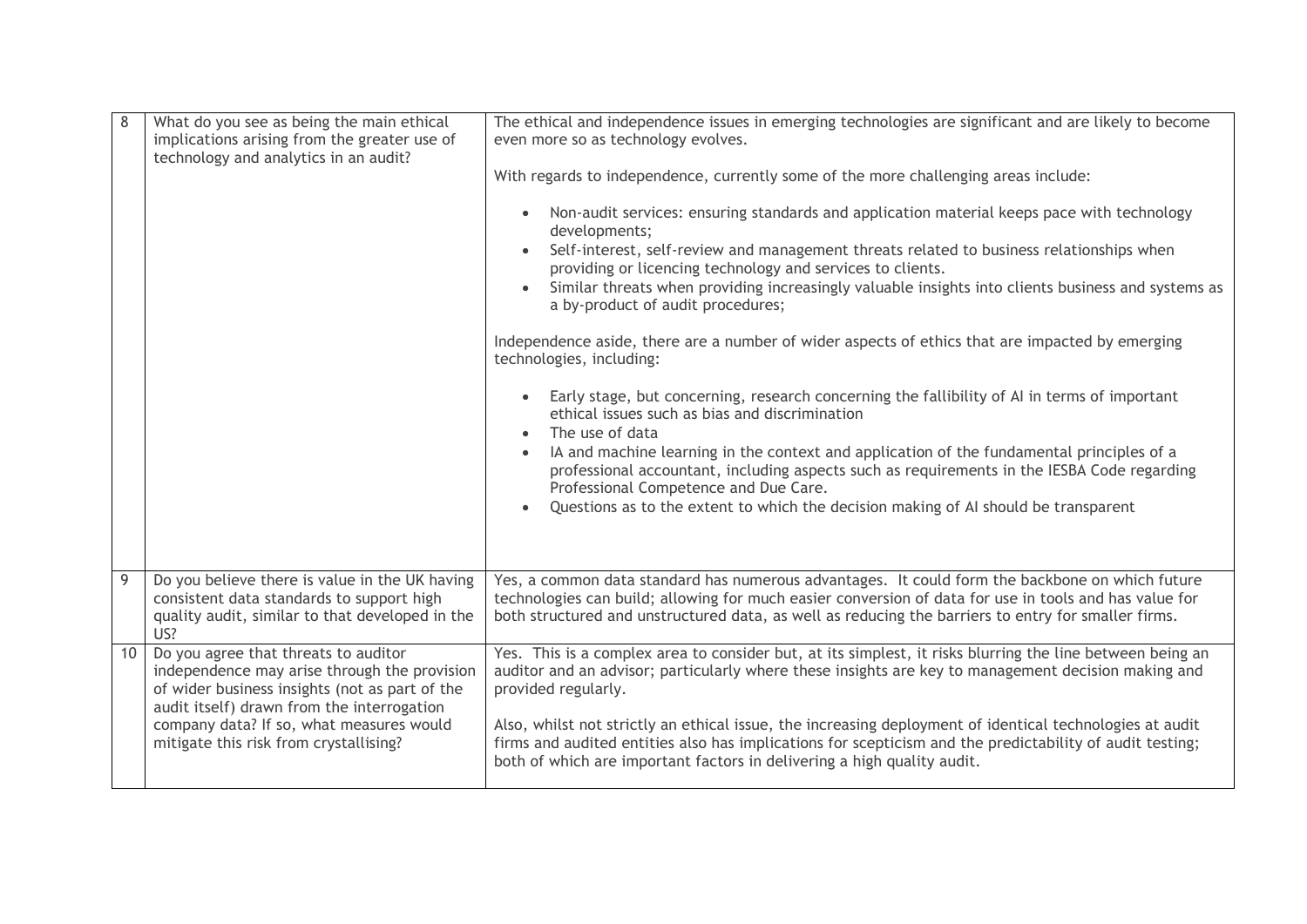| | | |
|---|---|---|
| 8 | What do you see as being the main ethical implications arising from the greater use of technology and analytics in an audit? | The ethical and independence issues in emerging technologies are significant and are likely to become even more so as technology evolves.<br><br>With regards to independence, currently some of the more challenging areas include:<br><br>• Non-audit services: ensuring standards and application material keeps pace with technology developments;<br>• Self-interest, self-review and management threats related to business relationships when providing or licencing technology and services to clients.<br>• Similar threats when providing increasingly valuable insights into clients business and systems as a by-product of audit procedures;<br><br>Independence aside, there are a number of wider aspects of ethics that are impacted by emerging technologies, including:<br><br>• Early stage, but concerning, research concerning the fallibility of AI in terms of important ethical issues such as bias and discrimination<br>• The use of data<br>• IA and machine learning in the context and application of the fundamental principles of a professional accountant, including aspects such as requirements in the IESBA Code regarding Professional Competence and Due Care.<br>• Questions as to the extent to which the decision making of AI should be transparent |
| 9 | Do you believe there is value in the UK having consistent data standards to support high quality audit, similar to that developed in the US? | Yes, a common data standard has numerous advantages. It could form the backbone on which future technologies can build; allowing for much easier conversion of data for use in tools and has value for both structured and unstructured data, as well as reducing the barriers to entry for smaller firms. |
| 10 | Do you agree that threats to auditor independence may arise through the provision of wider business insights (not as part of the audit itself) drawn from the interrogation company data? If so, what measures would mitigate this risk from crystallising? | Yes. This is a complex area to consider but, at its simplest, it risks blurring the line between being an auditor and an advisor; particularly where these insights are key to management decision making and provided regularly.<br><br>Also, whilst not strictly an ethical issue, the increasing deployment of identical technologies at audit firms and audited entities also has implications for scepticism and the predictability of audit testing; both of which are important factors in delivering a high quality audit. |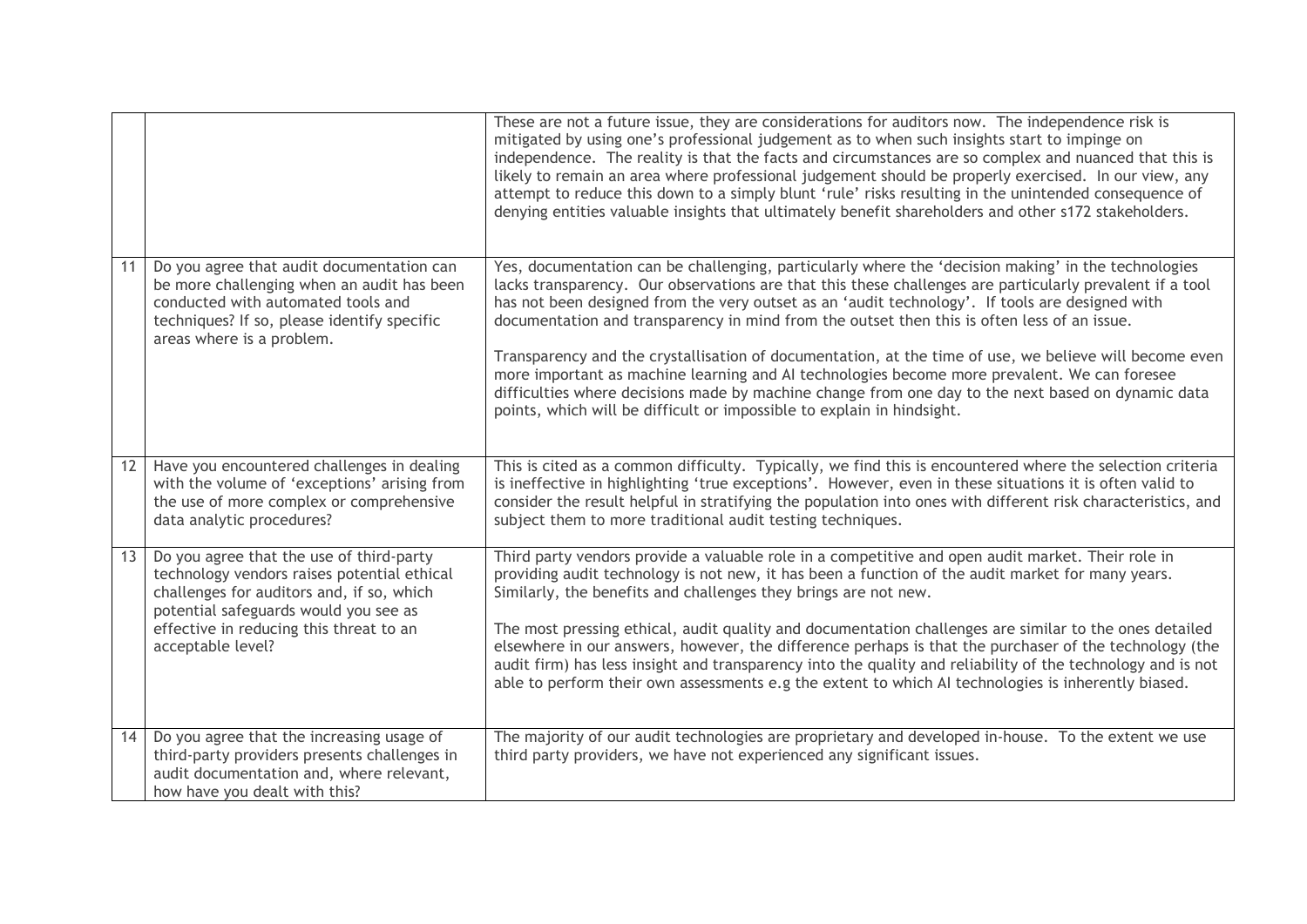| | | |
|---|---|---|
| | | These are not a future issue, they are considerations for auditors now. The independence risk is mitigated by using one's professional judgement as to when such insights start to impinge on independence. The reality is that the facts and circumstances are so complex and nuanced that this is likely to remain an area where professional judgement should be properly exercised. In our view, any attempt to reduce this down to a simply blunt 'rule' risks resulting in the unintended consequence of denying entities valuable insights that ultimately benefit shareholders and other s172 stakeholders. |
| 11 | Do you agree that audit documentation can be more challenging when an audit has been conducted with automated tools and techniques? If so, please identify specific areas where is a problem. | Yes, documentation can be challenging, particularly where the 'decision making' in the technologies lacks transparency. Our observations are that this these challenges are particularly prevalent if a tool has not been designed from the very outset as an 'audit technology'. If tools are designed with documentation and transparency in mind from the outset then this is often less of an issue.<br><br>Transparency and the crystallisation of documentation, at the time of use, we believe will become even more important as machine learning and AI technologies become more prevalent. We can foresee difficulties where decisions made by machine change from one day to the next based on dynamic data points, which will be difficult or impossible to explain in hindsight. |
| 12 | Have you encountered challenges in dealing with the volume of 'exceptions' arising from the use of more complex or comprehensive data analytic procedures? | This is cited as a common difficulty. Typically, we find this is encountered where the selection criteria is ineffective in highlighting 'true exceptions'. However, even in these situations it is often valid to consider the result helpful in stratifying the population into ones with different risk characteristics, and subject them to more traditional audit testing techniques. |
| 13 | Do you agree that the use of third-party technology vendors raises potential ethical challenges for auditors and, if so, which potential safeguards would you see as effective in reducing this threat to an acceptable level? | Third party vendors provide a valuable role in a competitive and open audit market. Their role in providing audit technology is not new, it has been a function of the audit market for many years. Similarly, the benefits and challenges they brings are not new.<br><br>The most pressing ethical, audit quality and documentation challenges are similar to the ones detailed elsewhere in our answers, however, the difference perhaps is that the purchaser of the technology (the audit firm) has less insight and transparency into the quality and reliability of the technology and is not able to perform their own assessments e.g the extent to which AI technologies is inherently biased. |
| 14 | Do you agree that the increasing usage of third-party providers presents challenges in audit documentation and, where relevant, how have you dealt with this? | The majority of our audit technologies are proprietary and developed in-house. To the extent we use third party providers, we have not experienced any significant issues. |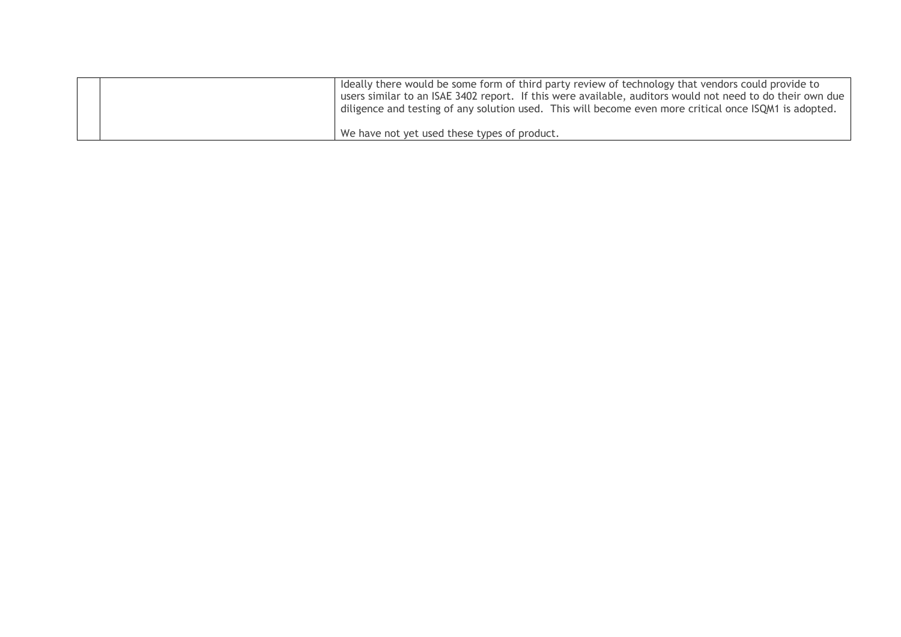| | | |
|---|---|---|
| | | Ideally there would be some form of third party review of technology that vendors could provide to users similar to an ISAE 3402 report. If this were available, auditors would not need to do their own due diligence and testing of any solution used. This will become even more critical once ISQM1 is adopted.<br><br>We have not yet used these types of product. |